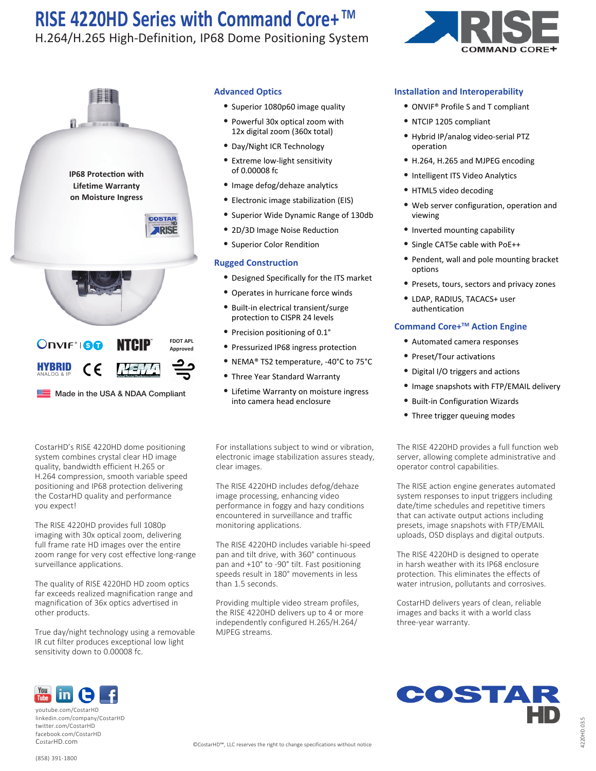# RISE 4220HD Series with Command Core+™

H.264/H.265 High-Definition, IP68 Dome Positioning System

IP68 Protection with Lifetime Warranty on Moisture Ingress

FDOT APL Approved

Made in the USA & NDAA Compliant

### Advanced Optics

- Superior 1080p60 image quality
- Powerful 30x optical zoom with 12x digital zoom (360x total)
- Day/Night ICR Technology
- Extreme low-light sensitivity of 0.00008 fc
- Image defog/dehaze analytics
- Electronic image stabilization (EIS)
- Superior Wide Dynamic Range of 130db
- 2D/3D Image Noise Reduction
- Superior Color Rendition

### Rugged Construction

- Designed Specifically for the ITS market
- Operates in hurricane force winds
- Built-in electrical transient/surge protection to CISPR 24 levels
- Precision positioning of 0.1°
- Pressurized IP68 ingress protection
- NEMA® TS2 temperature, -40°C to 75°C
- Three Year Standard Warranty
- Lifetime Warranty on moisture ingress into camera head enclosure

### Installation and Interoperability

- ONVIF® Profile S and T compliant
- NTCIP 1205 compliant
- Hybrid IP/analog video-serial PTZ operation
- H.264, H.265 and MJPEG encoding
- Intelligent ITS Video Analytics
- HTML5 video decoding
- Web server configuration, operation and viewing
- Inverted mounting capability
- Single CAT5e cable with PoE++
- Pendent, wall and pole mounting bracket options
- Presets, tours, sectors and privacy zones
- LDAP, RADIUS, TACACS+ user authentication

### Command Core+™ Action Engine

- Automated camera responses
- Preset/Tour activations
- Digital I/O triggers and actions
- Image snapshots with FTP/EMAIL delivery
- Built-in Configuration Wizards
- Three trigger queuing modes

CostarHD's RISE 4220HD dome positioning system combines crystal clear HD image quality, bandwidth efficient H.265 or H.264 compression, smooth variable speed positioning and IP68 protection delivering the CostarHD quality and performance you expect!

The RISE 4220HD provides full 1080p imaging with 30x optical zoom, delivering full frame rate HD images over the entire zoom range for very cost effective long-range surveillance applications.

The quality of RISE 4220HD HD zoom optics far exceeds realized magnification range and magnification of 36x optics advertised in other products.

True day/night technology using a removable IR cut filter produces exceptional low light sensitivity down to 0.00008 fc.

For installations subject to wind or vibration, electronic image stabilization assures steady, clear images.

The RISE 4220HD includes defog/dehaze image processing, enhancing video performance in foggy and hazy conditions encountered in surveillance and traffic monitoring applications.

The RISE 4220HD includes variable hi-speed pan and tilt drive, with 360° continuous pan and +10° to -90° tilt. Fast positioning speeds result in 180° movements in less than 1.5 seconds.

Providing multiple video stream profiles, the RISE 4220HD delivers up to 4 or more independently configured H.265/H.264/MJPEG streams.

The RISE 4220HD provides a full function web server, allowing complete administrative and operator control capabilities.

The RISE action engine generates automated system responses to input triggers including date/time schedules and repetitive timers that can activate output actions including presets, image snapshots with FTP/EMAIL uploads, OSD displays and digital outputs.

The RISE 4220HD is designed to operate in harsh weather with its IP68 enclosure protection. This eliminates the effects of water intrusion, pollutants and corrosives.

CostarHD delivers years of clean, reliable images and backs it with a world class three-year warranty.

youtube.com/CostarHD
linkedin.com/company/CostarHD
twitter.com/CostarHD
facebook.com/CostarHD
CostarHD.com

(858) 391-1800

©CostarHD™, LLC reserves the right to change specifications without notice

4220HD.03.5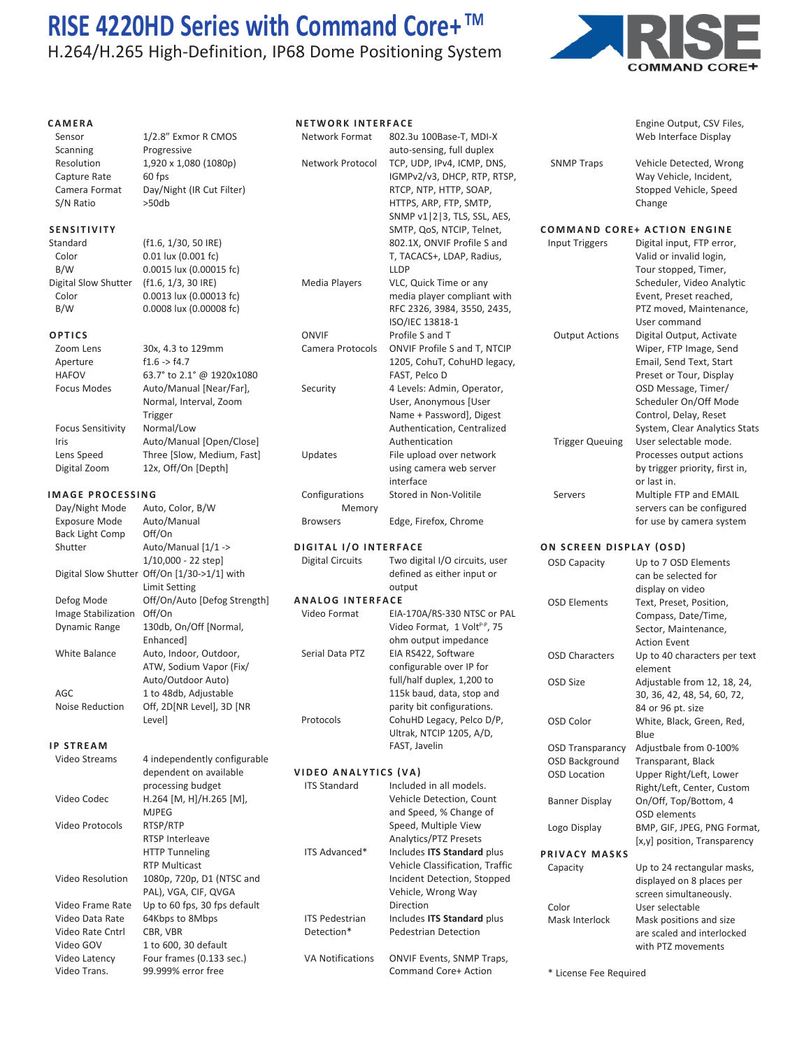# RISE 4220HD Series with Command Core+™

H.264/H.265 High-Definition, IP68 Dome Positioning System

## CAMERA

| | |
|---|---|
| Sensor | 1/2.8" Exmor R CMOS |
| Scanning | Progressive |
| Resolution | 1,920 x 1,080 (1080p) |
| Capture Rate | 60 fps |
| Camera Format | Day/Night (IR Cut Filter) |
| S/N Ratio | >50db |

## SENSITIVITY

| | |
|---|---|
| Standard | (f1.6, 1/30, 50 IRE) |
| Color | 0.01 lux (0.001 fc) |
| B/W | 0.0015 lux (0.00015 fc) |
| Digital Slow Shutter | (f1.6, 1/3, 30 IRE) |
| Color | 0.0013 lux (0.00013 fc) |
| B/W | 0.0008 lux (0.00008 fc) |

## OPTICS

| | |
|---|---|
| Zoom Lens | 30x, 4.3 to 129mm |
| Aperture | f1.6 -> f4.7 |
| HAFOV | 63.7° to 2.1° @ 1920x1080 |
| Focus Modes | Auto/Manual [Near/Far], Normal, Interval, Zoom Trigger |
| Focus Sensitivity | Normal/Low |
| Iris | Auto/Manual [Open/Close] |
| Lens Speed | Three [Slow, Medium, Fast] |
| Digital Zoom | 12x, Off/On [Depth] |

## IMAGE PROCESSING

| | |
|---|---|
| Day/Night Mode | Auto, Color, B/W |
| Exposure Mode | Auto/Manual |
| Back Light Comp | Off/On |
| Shutter | Auto/Manual [1/1 -> 1/10,000 - 22 step] |
| Digital Slow Shutter | Off/On [1/30->1/1] with Limit Setting |
| Defog Mode | Off/On/Auto [Defog Strength] |
| Image Stabilization | Off/On |
| Dynamic Range | 130db, On/Off [Normal, Enhanced] |
| White Balance | Auto, Indoor, Outdoor, ATW, Sodium Vapor (Fix/ Auto/Outdoor Auto) |
| AGC | 1 to 48db, Adjustable |
| Noise Reduction | Off, 2D[NR Level], 3D [NR Level] |

## IP STREAM

| | |
|---|---|
| Video Streams | 4 independently configurable dependent on available processing budget |
| Video Codec | H.264 [M, H]/H.265 [M], MJPEG |
| Video Protocols | RTSP/RTP<br>RTSP Interleave<br>HTTP Tunneling<br>RTP Multicast |
| Video Resolution | 1080p, 720p, D1 (NTSC and PAL), VGA, CIF, QVGA |
| Video Frame Rate | Up to 60 fps, 30 fps default |
| Video Data Rate | 64Kbps to 8Mbps |
| Video Rate Cntrl | CBR, VBR |
| Video GOV | 1 to 600, 30 default |
| Video Latency | Four frames (0.133 sec.) |
| Video Trans. | 99.999% error free |

## NETWORK INTERFACE

| | |
|---|---|
| Network Format | 802.3u 100Base-T, MDI-X auto-sensing, full duplex |
| Network Protocol | TCP, UDP, IPv4, ICMP, DNS, IGMPv2/v3, DHCP, RTP, RTSP, RTCP, NTP, HTTP, SOAP, HTTPS, ARP, FTP, SMTP, SNMP v1\|2\|3, TLS, SSL, AES, SMTP, QoS, NTCIP, Telnet, 802.1X, ONVIF Profile S and T, TACACS+, LDAP, Radius, LLDP |
| Media Players | VLC, Quick Time or any media player compliant with RFC 2326, 3984, 3550, 2435, ISO/IEC 13818-1 |
| ONVIF | Profile S and T |
| Camera Protocols | ONVIF Profile S and T, NTCIP 1205, CohuT, CohuHD legacy, FAST, Pelco D |
| Security | 4 Levels: Admin, Operator, User, Anonymous [User Name + Password], Digest Authentication, Centralized Authentication |
| Updates | File upload over network using camera web server interface |
| Configurations Memory | Stored in Non-Volitile |
| Browsers | Edge, Firefox, Chrome |

## DIGITAL I/O INTERFACE

| | |
|---|---|
| Digital Circuits | Two digital I/O circuits, user defined as either input or output |

## ANALOG INTERFACE

| | |
|---|---|
| Video Format | EIA-170A/RS-330 NTSC or PAL Video Format, 1 Volt$^{p\text{-}p}$, 75 ohm output impedance |
| Serial Data PTZ | EIA RS422, Software configurable over IP for full/half duplex, 1,200 to 115k baud, data, stop and parity bit configurations. |
| Protocols | CohuHD Legacy, Pelco D/P, Ultrak, NTCIP 1205, A/D, FAST, Javelin |

## VIDEO ANALYTICS (VA)

| | |
|---|---|
| ITS Standard | Included in all models. Vehicle Detection, Count and Speed, % Change of Speed, Multiple View Analytics/PTZ Presets |
| ITS Advanced* | Includes **ITS Standard** plus Vehicle Classification, Traffic Incident Detection, Stopped Vehicle, Wrong Way Direction |
| ITS Pedestrian Detection* | Includes **ITS Standard** plus Pedestrian Detection |
| VA Notifications | ONVIF Events, SNMP Traps, Command Core+ Action Engine Output, CSV Files, Web Interface Display |
| SNMP Traps | Vehicle Detected, Wrong Way Vehicle, Incident, Stopped Vehicle, Speed Change |

## COMMAND CORE+ ACTION ENGINE

| | |
|---|---|
| Input Triggers | Digital input, FTP error, Valid or invalid login, Tour stopped, Timer, Scheduler, Video Analytic Event, Preset reached, PTZ moved, Maintenance, User command |
| Output Actions | Digital Output, Activate Wiper, FTP Image, Send Email, Send Text, Start Preset or Tour, Display OSD Message, Timer/ Scheduler On/Off Mode Control, Delay, Reset System, Clear Analytics Stats |
| Trigger Queuing | User selectable mode. Processes output actions by trigger priority, first in, or last in. |
| Servers | Multiple FTP and EMAIL servers can be configured for use by camera system |

## ON SCREEN DISPLAY (OSD)

| | |
|---|---|
| OSD Capacity | Up to 7 OSD Elements can be selected for display on video |
| OSD Elements | Text, Preset, Position, Compass, Date/Time, Sector, Maintenance, Action Event |
| OSD Characters | Up to 40 characters per text element |
| OSD Size | Adjustable from 12, 18, 24, 30, 36, 42, 48, 54, 60, 72, 84 or 96 pt. size |
| OSD Color | White, Black, Green, Red, Blue |
| OSD Transparancy | Adjustbale from 0-100% |
| OSD Background | Transparant, Black |
| OSD Location | Upper Right/Left, Lower Right/Left, Center, Custom |
| Banner Display | On/Off, Top/Bottom, 4 OSD elements |
| Logo Display | BMP, GIF, JPEG, PNG Format, [x,y] position, Transparency |

## PRIVACY MASKS

| | |
|---|---|
| Capacity | Up to 24 rectangular masks, displayed on 8 places per screen simultaneously. |
| Color | User selectable |
| Mask Interlock | Mask positions and size are scaled and interlocked with PTZ movements |

* License Fee Required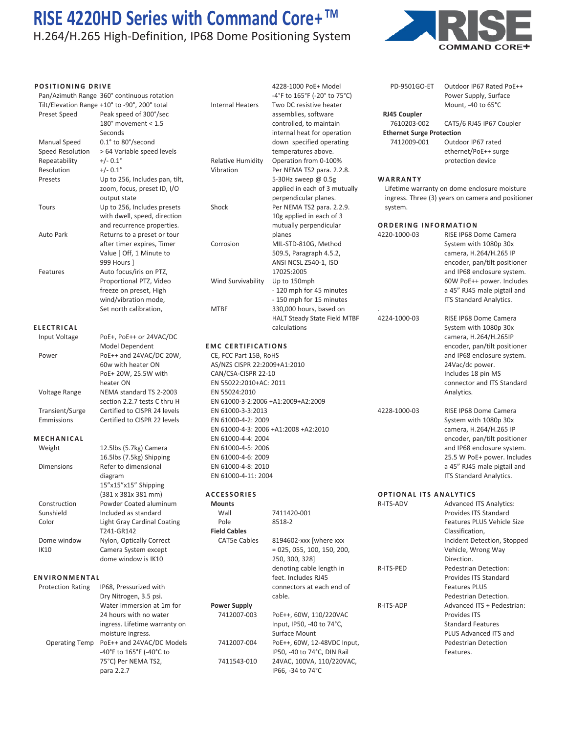# RISE 4220HD Series with Command Core+™

H.264/H.265 High-Definition, IP68 Dome Positioning System

## POSITIONING DRIVE

| | |
|---|---|
| Pan/Azimuth Range | 360° continuous rotation |
| Tilt/Elevation Range | +10° to -90°, 200° total |
| Preset Speed | Peak speed of 300°/sec 180° movement < 1.5 Seconds |
| Manual Speed | 0.1° to 80°/second |
| Speed Resolution | > 64 Variable speed levels |
| Repeatability | +/- 0.1° |
| Resolution | +/- 0.1° |
| Presets | Up to 256, Includes pan, tilt, zoom, focus, preset ID, I/O output state |
| Tours | Up to 256, Includes presets with dwell, speed, direction and recurrence properties. |
| Auto Park | Returns to a preset or tour after timer expires, Timer Value [ Off, 1 Minute to 999 Hours ] |
| Features | Auto focus/iris on PTZ, Proportional PTZ, Video freeze on preset, High wind/vibration mode, Set north calibration, |

## ELECTRICAL

| | |
|---|---|
| Input Voltage | PoE+, PoE++ or 24VAC/DC Model Dependent |
| Power | PoE++ and 24VAC/DC 20W, 60w with heater ON<br>PoE+ 20W, 25.5W with heater ON |
| Voltage Range | NEMA standard TS 2-2003 section 2.2.7 tests C thru H |
| Transient/Surge | Certified to CISPR 24 levels |
| Emmissions | Certified to CISPR 22 levels |

## MECHANICAL

| | |
|---|---|
| Weight | 12.5lbs (5.7kg) Camera<br>16.5lbs (7.5kg) Shipping |
| Dimensions | Refer to dimensional diagram<br>15"x15"x15" Shipping (381 x 381x 381 mm) |
| Construction | Powder Coated aluminum |
| Sunshield | Included as standard |
| Color | Light Gray Cardinal Coating T241-GR142 |
| Dome window | Nylon, Optically Correct |
| IK10 | Camera System except dome window is IK10 |

## ENVIRONMENTAL

| | |
|---|---|
| Protection Rating | IP68, Pressurized with Dry Nitrogen, 3.5 psi. Water immersion at 1m for 24 hours with no water ingress. Lifetime warranty on moisture ingress. |
| Operating Temp | PoE++ and 24VAC/DC Models -40°F to 165°F (-40°C to 75°C) Per NEMA TS2, para 2.2.7<br>4228-1000 PoE+ Model -4°F to 165°F (-20° to 75°C) |
| Internal Heaters | Two DC resistive heater assemblies, software controlled, to maintain internal heat for operation down specified operating temperatures above. |
| Relative Humidity | Operation from 0-100% |
| Vibration | Per NEMA TS2 para. 2.2.8. 5-30Hz sweep @ 0.5g applied in each of 3 mutually perpendicular planes. |
| Shock | Per NEMA TS2 para. 2.2.9. 10g applied in each of 3 mutually perpendicular planes |
| Corrosion | MIL-STD-810G, Method 509.5, Paragraph 4.5.2, ANSI NCSL Z540-1, ISO 17025:2005 |
| Wind Survivability | Up to 150mph<br>- 120 mph for 45 minutes<br>- 150 mph for 15 minutes |
| MTBF | 330,000 hours, based on HALT Steady State Field MTBF calculations |

## EMC CERTIFICATIONS

CE, FCC Part 15B, RoHS
AS/NZS CISPR 22:2009+A1:2010
CAN/CSA-CISPR 22-10
EN 55022:2010+AC: 2011
EN 55024:2010
EN 61000-3-2:2006 +A1:2009+A2:2009
EN 61000-3-3:2013
EN 61000-4-2: 2009
EN 61000-4-3: 2006 +A1:2008 +A2:2010
EN 61000-4-4: 2004
EN 61000-4-5: 2006
EN 61000-4-6: 2009
EN 61000-4-8: 2010
EN 61000-4-11: 2004

## ACCESSORIES

**Mounts**

| | |
|---|---|
| Wall | 7411420-001 |
| Pole | 8518-2 |

**Field Cables**

| | |
|---|---|
| CAT5e Cables | 8194602-xxx [where xxx = 025, 055, 100, 150, 200, 250, 300, 328] denoting cable length in feet. Includes RJ45 connectors at each end of cable. |

**Power Supply**

| | |
|---|---|
| 7412007-003 | PoE++, 60W, 110/220VAC Input, IP50, -40 to 74°C, Surface Mount |
| 7412007-004 | PoE++, 60W, 12-48VDC Input, IP50, -40 to 74°C, DIN Rail |
| 7411543-010 | 24VAC, 100VA, 110/220VAC, IP66, -34 to 74°C |
| PD-9501GO-ET | Outdoor IP67 Rated PoE++ Power Supply, Surface Mount, -40 to 65°C |

**RJ45 Coupler**

| | |
|---|---|
| 7610203-002 | CAT5/6 RJ45 IP67 Coupler |

**Ethernet Surge Protection**

| | |
|---|---|
| 7412009-001 | Outdoor IP67 rated ethernet/PoE++ surge protection device |

## WARRANTY

Lifetime warranty on dome enclosure moisture ingress. Three (3) years on camera and positioner system.

## ORDERING INFORMATION

| | |
|---|---|
| 4220-1000-03 | RISE IP68 Dome Camera System with 1080p 30x camera, H.264/H.265 IP encoder, pan/tilt positioner and IP68 enclosure system. 60W PoE++ power. Includes a 45" RJ45 male pigtail and ITS Standard Analytics. |
| 4224-1000-03 | RISE IP68 Dome Camera System with 1080p 30x camera, H.264/H.265IP encoder, pan/tilt positioner and IP68 enclosure system. 24Vac/dc power. Includes 18 pin MS connector and ITS Standard Analytics. |
| 4228-1000-03 | RISE IP68 Dome Camera System with 1080p 30x camera, H.264/H.265 IP encoder, pan/tilt positioner and IP68 enclosure system. 25.5 W PoE+ power. Includes a 45" RJ45 male pigtail and ITS Standard Analytics. |

## OPTIONAL ITS ANALYTICS

| | |
|---|---|
| R-ITS-ADV | Advanced ITS Analytics: Provides ITS Standard Features PLUS Vehicle Size Classification, Incident Detection, Stopped Vehicle, Wrong Way Direction. |
| R-ITS-PED | Pedestrian Detection: Provides ITS Standard Features PLUS Pedestrian Detection. |
| R-ITS-ADP | Advanced ITS + Pedestrian: Provides ITS Standard Features PLUS Advanced ITS and Pedestrian Detection Features. |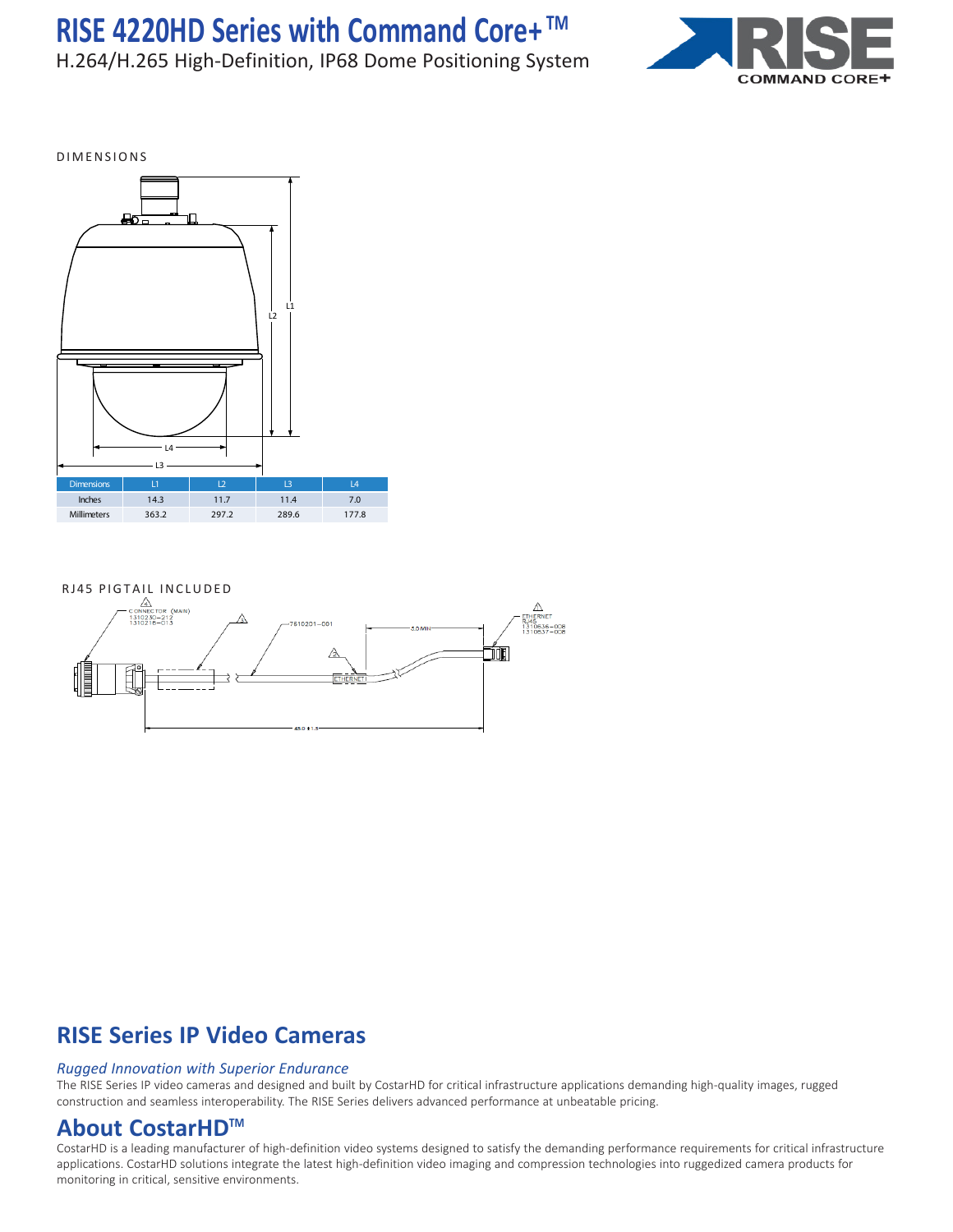# RISE 4220HD Series with Command Core+™

H.264/H.265 High-Definition, IP68 Dome Positioning System

DIMENSIONS

| Dimensions | L1 | L2 | L3 | L4 |
|---|---|---|---|---|
| Inches | 14.3 | 11.7 | 11.4 | 7.0 |
| Millimeters | 363.2 | 297.2 | 289.6 | 177.8 |

RJ45 PIGTAIL INCLUDED

## RISE Series IP Video Cameras

*Rugged Innovation with Superior Endurance*

The RISE Series IP video cameras and designed and built by CostarHD for critical infrastructure applications demanding high-quality images, rugged construction and seamless interoperability. The RISE Series delivers advanced performance at unbeatable pricing.

## About CostarHD™

CostarHD is a leading manufacturer of high-definition video systems designed to satisfy the demanding performance requirements for critical infrastructure applications. CostarHD solutions integrate the latest high-definition video imaging and compression technologies into ruggedized camera products for monitoring in critical, sensitive environments.